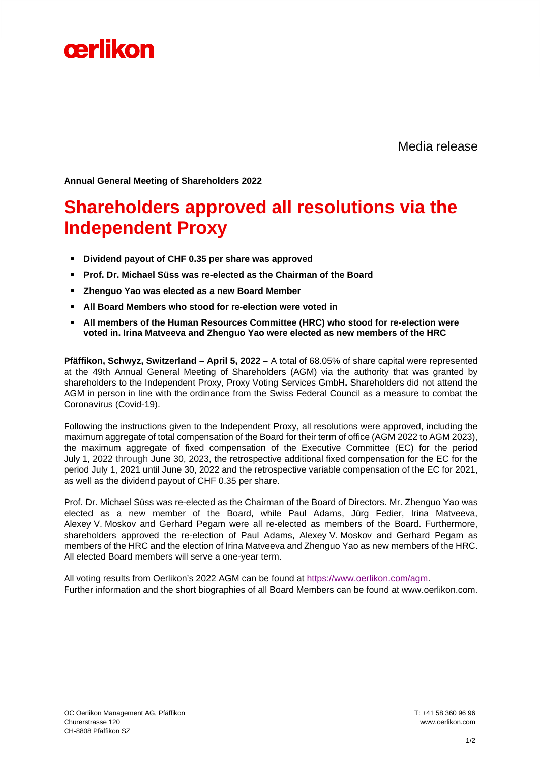**oerlikon**

Media release

**Annual General Meeting of Shareholders 2022**

# Shareholders approved all resolutions via the Independent Proxy

- **Dividend payout of CHF 0.35 per share was approved**
- **Prof. Dr. Michael Süss was re-elected as the Chairman of the Board**
- **Zhenguo Yao was elected as a new Board Member**
- **All Board Members who stood for re-election were voted in**
- **All members of the Human Resources Committee (HRC) who stood for re-election were voted in. Irina Matveeva and Zhenguo Yao were elected as new members of the HRC**

**Pfäffikon, Schwyz, Switzerland – April 5, 2022 –** A total of 68.05% of share capital were represented at the 49th Annual General Meeting of Shareholders (AGM) via the authority that was granted by shareholders to the Independent Proxy, Proxy Voting Services GmbH**.** Shareholders did not attend the AGM in person in line with the ordinance from the Swiss Federal Council as a measure to combat the Coronavirus (Covid-19).

Following the instructions given to the Independent Proxy, all resolutions were approved, including the maximum aggregate of total compensation of the Board for their term of office (AGM 2022 to AGM 2023), the maximum aggregate of fixed compensation of the Executive Committee (EC) for the period July 1, 2022 through June 30, 2023, the retrospective additional fixed compensation for the EC for the period July 1, 2021 until June 30, 2022 and the retrospective variable compensation of the EC for 2021, as well as the dividend payout of CHF 0.35 per share.

Prof. Dr. Michael Süss was re-elected as the Chairman of the Board of Directors. Mr. Zhenguo Yao was elected as a new member of the Board, while Paul Adams, Jürg Fedier, Irina Matveeva, Alexey V. Moskov and Gerhard Pegam were all re-elected as members of the Board. Furthermore, shareholders approved the re-election of Paul Adams, Alexey V. Moskov and Gerhard Pegam as members of the HRC and the election of Irina Matveeva and Zhenguo Yao as new members of the HRC. All elected Board members will serve a one-year term.

All voting results from Oerlikon's 2022 AGM can be found at https://www.oerlikon.com/agm.
Further information and the short biographies of all Board Members can be found at www.oerlikon.com.

OC Oerlikon Management AG, Pfäffikon
Churerstrasse 120
CH-8808 Pfäffikon SZ

T: +41 58 360 96 96
www.oerlikon.com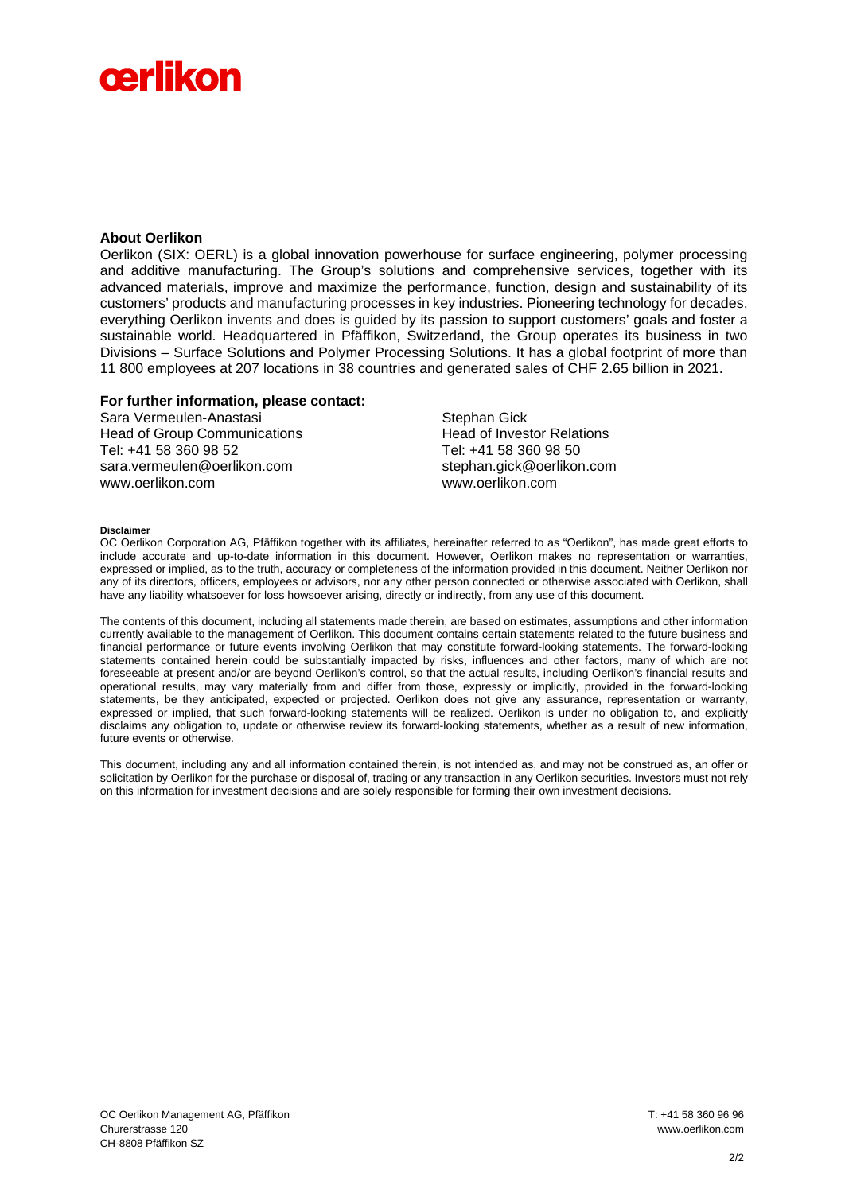**About Oerlikon**

Oerlikon (SIX: OERL) is a global innovation powerhouse for surface engineering, polymer processing and additive manufacturing. The Group's solutions and comprehensive services, together with its advanced materials, improve and maximize the performance, function, design and sustainability of its customers' products and manufacturing processes in key industries. Pioneering technology for decades, everything Oerlikon invents and does is guided by its passion to support customers' goals and foster a sustainable world. Headquartered in Pfäffikon, Switzerland, the Group operates its business in two Divisions – Surface Solutions and Polymer Processing Solutions. It has a global footprint of more than 11 800 employees at 207 locations in 38 countries and generated sales of CHF 2.65 billion in 2021.

**For further information, please contact:**

Sara Vermeulen-Anastasi
Head of Group Communications
Tel: +41 58 360 98 52
sara.vermeulen@oerlikon.com
www.oerlikon.com

Stephan Gick
Head of Investor Relations
Tel: +41 58 360 98 50
stephan.gick@oerlikon.com
www.oerlikon.com

**Disclaimer**

OC Oerlikon Corporation AG, Pfäffikon together with its affiliates, hereinafter referred to as "Oerlikon", has made great efforts to include accurate and up-to-date information in this document. However, Oerlikon makes no representation or warranties, expressed or implied, as to the truth, accuracy or completeness of the information provided in this document. Neither Oerlikon nor any of its directors, officers, employees or advisors, nor any other person connected or otherwise associated with Oerlikon, shall have any liability whatsoever for loss howsoever arising, directly or indirectly, from any use of this document.

The contents of this document, including all statements made therein, are based on estimates, assumptions and other information currently available to the management of Oerlikon. This document contains certain statements related to the future business and financial performance or future events involving Oerlikon that may constitute forward-looking statements. The forward-looking statements contained herein could be substantially impacted by risks, influences and other factors, many of which are not foreseeable at present and/or are beyond Oerlikon's control, so that the actual results, including Oerlikon's financial results and operational results, may vary materially from and differ from those, expressly or implicitly, provided in the forward-looking statements, be they anticipated, expected or projected. Oerlikon does not give any assurance, representation or warranty, expressed or implied, that such forward-looking statements will be realized. Oerlikon is under no obligation to, and explicitly disclaims any obligation to, update or otherwise review its forward-looking statements, whether as a result of new information, future events or otherwise.

This document, including any and all information contained therein, is not intended as, and may not be construed as, an offer or solicitation by Oerlikon for the purchase or disposal of, trading or any transaction in any Oerlikon securities. Investors must not rely on this information for investment decisions and are solely responsible for forming their own investment decisions.

OC Oerlikon Management AG, Pfäffikon
Churerstrasse 120
CH-8808 Pfäffikon SZ

T: +41 58 360 96 96
www.oerlikon.com